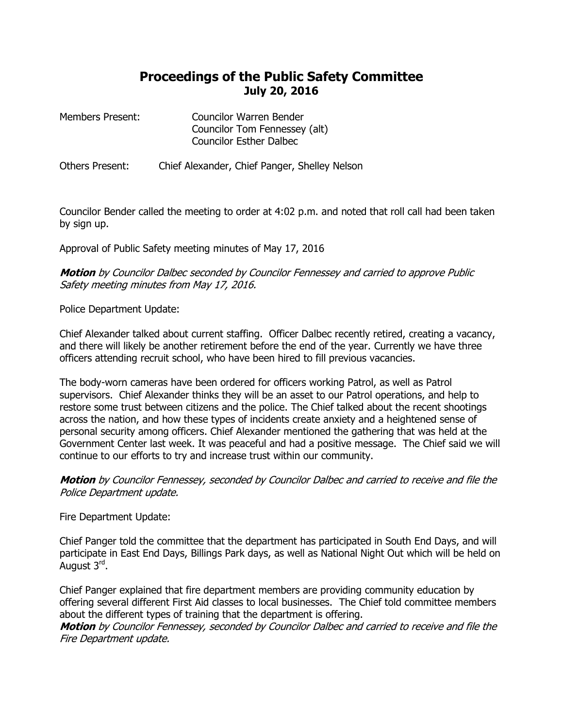# Proceedings of the Public Safety Committee
## July 20, 2016

Members Present: Councilor Warren Bender
Councilor Tom Fennessey (alt)
Councilor Esther Dalbec

Others Present: Chief Alexander, Chief Panger, Shelley Nelson

Councilor Bender called the meeting to order at 4:02 p.m. and noted that roll call had been taken by sign up.

Approval of Public Safety meeting minutes of May 17, 2016

***Motion** by Councilor Dalbec seconded by Councilor Fennessey and carried to approve Public Safety meeting minutes from May 17, 2016.*

Police Department Update:

Chief Alexander talked about current staffing. Officer Dalbec recently retired, creating a vacancy, and there will likely be another retirement before the end of the year. Currently we have three officers attending recruit school, who have been hired to fill previous vacancies.

The body-worn cameras have been ordered for officers working Patrol, as well as Patrol supervisors. Chief Alexander thinks they will be an asset to our Patrol operations, and help to restore some trust between citizens and the police. The Chief talked about the recent shootings across the nation, and how these types of incidents create anxiety and a heightened sense of personal security among officers. Chief Alexander mentioned the gathering that was held at the Government Center last week. It was peaceful and had a positive message. The Chief said we will continue to our efforts to try and increase trust within our community.

***Motion** by Councilor Fennessey, seconded by Councilor Dalbec and carried to receive and file the Police Department update.*

Fire Department Update:

Chief Panger told the committee that the department has participated in South End Days, and will participate in East End Days, Billings Park days, as well as National Night Out which will be held on August 3rd.

Chief Panger explained that fire department members are providing community education by offering several different First Aid classes to local businesses. The Chief told committee members about the different types of training that the department is offering.

***Motion** by Councilor Fennessey, seconded by Councilor Dalbec and carried to receive and file the Fire Department update.*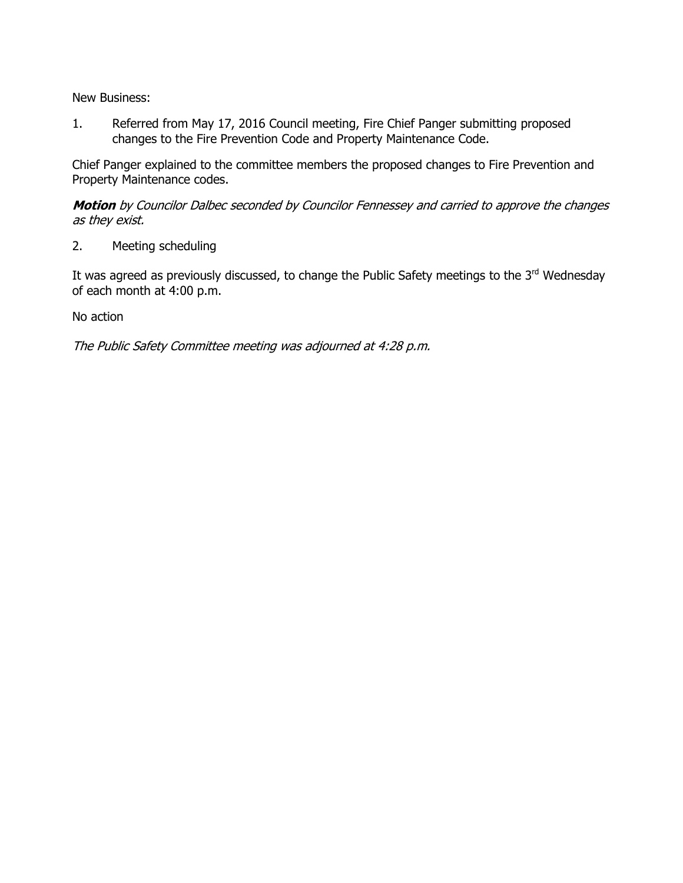New Business:

1. Referred from May 17, 2016 Council meeting, Fire Chief Panger submitting proposed changes to the Fire Prevention Code and Property Maintenance Code.

Chief Panger explained to the committee members the proposed changes to Fire Prevention and Property Maintenance codes.

***Motion*** *by Councilor Dalbec seconded by Councilor Fennessey and carried to approve the changes as they exist.*

2. Meeting scheduling

It was agreed as previously discussed, to change the Public Safety meetings to the 3rd Wednesday of each month at 4:00 p.m.

No action

*The Public Safety Committee meeting was adjourned at 4:28 p.m.*